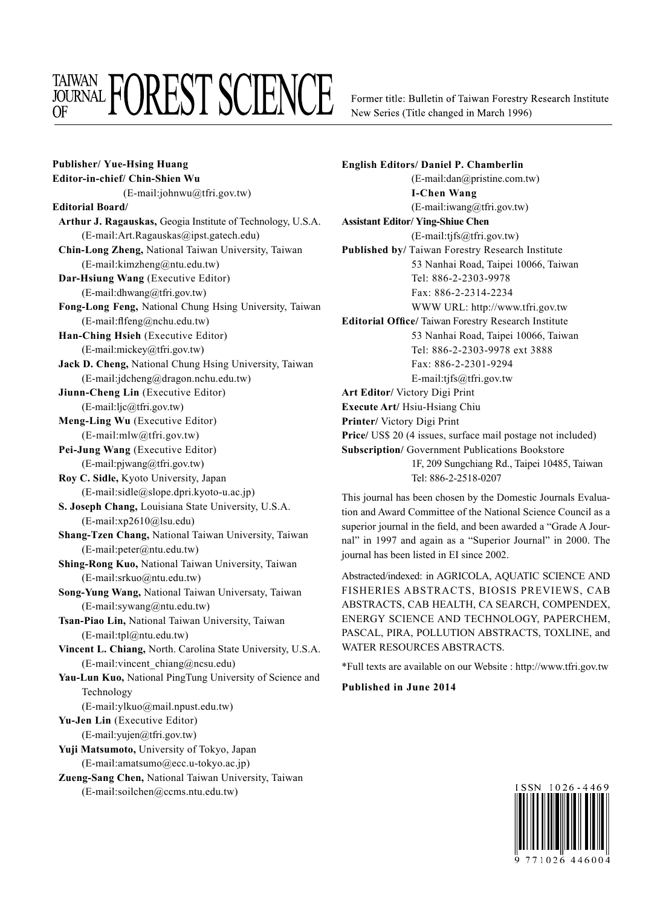# TAIWAN JOURNAL OF FOREST SCIENCE

Former title: Bulletin of Taiwan Forestry Research Institute New Series (Title changed in March 1996)

**Publisher/ Yue-Hsing Huang**

**Editor-in-chief/ Chin-Shien Wu**
(E-mail:johnwu@tfri.gov.tw)

**Editorial Board/**

**Arthur J. Ragauskas,** Geogia Institute of Technology, U.S.A.
(E-mail:Art.Ragauskas@ipst.gatech.edu)

**Chin-Long Zheng,** National Taiwan University, Taiwan
(E-mail:kimzheng@ntu.edu.tw)

**Dar-Hsiung Wang** (Executive Editor)
(E-mail:dhwang@tfri.gov.tw)

**Fong-Long Feng,** National Chung Hsing University, Taiwan
(E-mail:flfeng@nchu.edu.tw)

**Han-Ching Hsieh** (Executive Editor)
(E-mail:mickey@tfri.gov.tw)

**Jack D. Cheng,** National Chung Hsing University, Taiwan
(E-mail:jdcheng@dragon.nchu.edu.tw)

**Jiunn-Cheng Lin** (Executive Editor)
(E-mail:ljc@tfri.gov.tw)

**Meng-Ling Wu** (Executive Editor)
(E-mail:mlw@tfri.gov.tw)

**Pei-Jung Wang** (Executive Editor)
(E-mail:pjwang@tfri.gov.tw)

**Roy C. Sidle,** Kyoto University, Japan
(E-mail:sidle@slope.dpri.kyoto-u.ac.jp)

**S. Joseph Chang,** Louisiana State University, U.S.A.
(E-mail:xp2610@lsu.edu)

**Shang-Tzen Chang,** National Taiwan University, Taiwan
(E-mail:peter@ntu.edu.tw)

**Shing-Rong Kuo,** National Taiwan University, Taiwan
(E-mail:srkuo@ntu.edu.tw)

**Song-Yung Wang,** National Taiwan Universaty, Taiwan
(E-mail:sywang@ntu.edu.tw)

**Tsan-Piao Lin,** National Taiwan University, Taiwan
(E-mail:tpl@ntu.edu.tw)

**Vincent L. Chiang,** North. Carolina State University, U.S.A.
(E-mail:vincent_chiang@ncsu.edu)

**Yau-Lun Kuo,** National PingTung University of Science and Technology
(E-mail:ylkuo@mail.npust.edu.tw)

**Yu-Jen Lin** (Executive Editor)
(E-mail:yujen@tfri.gov.tw)

**Yuji Matsumoto,** University of Tokyo, Japan
(E-mail:amatsumo@ecc.u-tokyo.ac.jp)

**Zueng-Sang Chen,** National Taiwan University, Taiwan
(E-mail:soilchen@ccms.ntu.edu.tw)

**English Editors/ Daniel P. Chamberlin**
(E-mail:dan@pristine.com.tw)

**I-Chen Wang**
(E-mail:iwang@tfri.gov.tw)

**Assistant Editor/ Ying-Shiue Chen**
(E-mail:tjfs@tfri.gov.tw)

**Published by/** Taiwan Forestry Research Institute
53 Nanhai Road, Taipei 10066, Taiwan
Tel: 886-2-2303-9978
Fax: 886-2-2314-2234
WWW URL: http://www.tfri.gov.tw

**Editorial Office/** Taiwan Forestry Research Institute
53 Nanhai Road, Taipei 10066, Taiwan
Tel: 886-2-2303-9978 ext 3888
Fax: 886-2-2301-9294
E-mail:tjfs@tfri.gov.tw

**Art Editor/** Victory Digi Print

**Execute Art/** Hsiu-Hsiang Chiu

**Printer/** Victory Digi Print

**Price/** US$ 20 (4 issues, surface mail postage not included)

**Subscription/** Government Publications Bookstore
1F, 209 Sungchiang Rd., Taipei 10485, Taiwan
Tel: 886-2-2518-0207

This journal has been chosen by the Domestic Journals Evaluation and Award Committee of the National Science Council as a superior journal in the field, and been awarded a "Grade A Journal" in 1997 and again as a "Superior Journal" in 2000. The journal has been listed in EI since 2002.

Abstracted/indexed: in AGRICOLA, AQUATIC SCIENCE AND FISHERIES ABSTRACTS, BIOSIS PREVIEWS, CAB ABSTRACTS, CAB HEALTH, CA SEARCH, COMPENDEX, ENERGY SCIENCE AND TECHNOLOGY, PAPERCHEM, PASCAL, PIRA, POLLUTION ABSTRACTS, TOXLINE, and WATER RESOURCES ABSTRACTS.

*Full texts are available on our Website : http://www.tfri.gov.tw

**Published in June 2014**

ISSN 1026-4469

9 771026 446004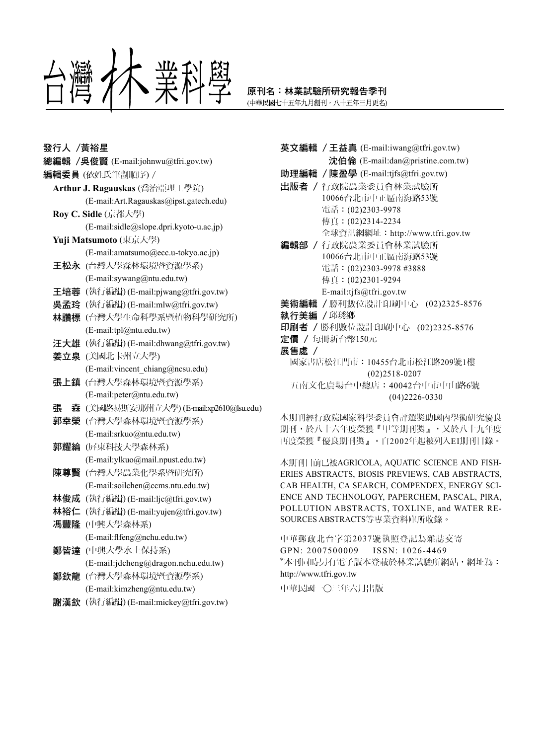# 台灣林業科學

**原刊名：林業試驗所研究報告季刊**
(中華民國七十五年九月創刊，八十五年三月更名)

**發行人 /黃裕星**

**總編輯 /吳俊賢** (E-mail:johnwu@tfri.gov.tw)

**編輯委員** (依姓氏筆劃順序) /

**Arthur J. Ragauskas** (喬治亞理工學院)
(E-mail:Art.Ragauskas@ipst.gatech.edu)

**Roy C. Sidle** (京都大學)
(E-mail:sidle@slope.dpri.kyoto-u.ac.jp)

**Yuji Matsumoto** (東京大學)
(E-mail:amatsumo@ecc.u-tokyo.ac.jp)

**王松永** (台灣大學森林環境暨資源學系)
(E-mail:sywang@ntu.edu.tw)

**王培蓉** (執行編輯) (E-mail:pjwang@tfri.gov.tw)

**吳孟玲** (執行編輯) (E-mail:mlw@tfri.gov.tw)

**林讚標** (台灣大學生命科學系暨植物科學研究所)
(E-mail:tpl@ntu.edu.tw)

**汪大雄** (執行編輯) (E-mail:dhwang@tfri.gov.tw)

**姜立泉** (美國北卡州立大學)
(E-mail:vincent_chiang@ncsu.edu)

**張上鎮** (台灣大學森林環境暨資源學系)
(E-mail:peter@ntu.edu.tw)

**張　森** (美國路易斯安那州立大學) (E-mail:xp2610@lsu.edu)

**郭幸榮** (台灣大學森林環境暨資源學系)
(E-mail:srkuo@ntu.edu.tw)

**郭耀綸** (屏東科技大學森林系)
(E-mail:ylkuo@mail.npust.edu.tw)

**陳尊賢** (台灣大學農業化學系暨研究所)
(E-mail:soilchen@ccms.ntu.edu.tw)

**林俊成** (執行編輯) (E-mail:ljc@tfri.gov.tw)

**林裕仁** (執行編輯) (E-mail:yujen@tfri.gov.tw)

**馮豐隆** (中興大學森林系)
(E-mail:flfeng@nchu.edu.tw)

**鄭皆達** (中興大學水土保持系)
(E-mail:jdcheng@dragon.nchu.edu.tw)

**鄭欽龍** (台灣大學森林環境暨資源學系)
(E-mail:kimzheng@ntu.edu.tw)

**謝漢欽** (執行編輯) (E-mail:mickey@tfri.gov.tw)

**英文編輯 /王益真** (E-mail:iwang@tfri.gov.tw)
**沈伯倫** (E-mail:dan@pristine.com.tw)

**助理編輯 /陳盈學** (E-mail:tjfs@tfri.gov.tw)

**出版者 /** 行政院農業委員會林業試驗所
10066台北市中正區南海路53號
電話：(02)2303-9978
傳真：(02)2314-2234
全球資訊網網址：http://www.tfri.gov.tw

**編輯部 /** 行政院農業委員會林業試驗所
10066台北市中正區南海路53號
電話：(02)2303-9978 #3888
傳真：(02)2301-9294
E-mail:tjfs@tfri.gov.tw

**美術編輯 /**勝利數位設計印刷中心　(02)2325-8576

**執行美編 /**邱琇鄉

**印刷者 /**勝利數位設計印刷中心　(02)2325-8576

**定價 /** 每冊新台幣150元

**展售處 /**
國家書店松江門市：10455台北市松江路209號1樓
(02)2518-0207
五南文化廣場台中總店：40042台中市中山路6號
(04)2226-0330

本期刊經行政院國家科學委員會評選獎助國內學術研究優良期刊，於八十六年度榮獲『甲等期刊獎』，又於八十九年度再度榮獲『優良期刊獎』。自2002年起被列入EI期刊目錄。

本期刊目前已被AGRICOLA, AQUATIC SCIENCE AND FISHERIES ABSTRACTS, BIOSIS PREVIEWS, CAB ABSTRACTS, CAB HEALTH, CA SEARCH, COMPENDEX, ENERGY SCIENCE AND TECHNOLOGY, PAPERCHEM, PASCAL, PIRA, POLLUTION ABSTRACTS, TOXLINE, and WATER RESOURCES ABSTRACTS等專業資料庫所收錄。

中華郵政北台字第2037號執照登記為雜誌交寄
GPN: 2007500009　　ISSN: 1026-4469
*本刊同時另行電子版本登載於林業試驗所網站，網址為：http://www.tfri.gov.tw
中華民國一〇三年六月出版